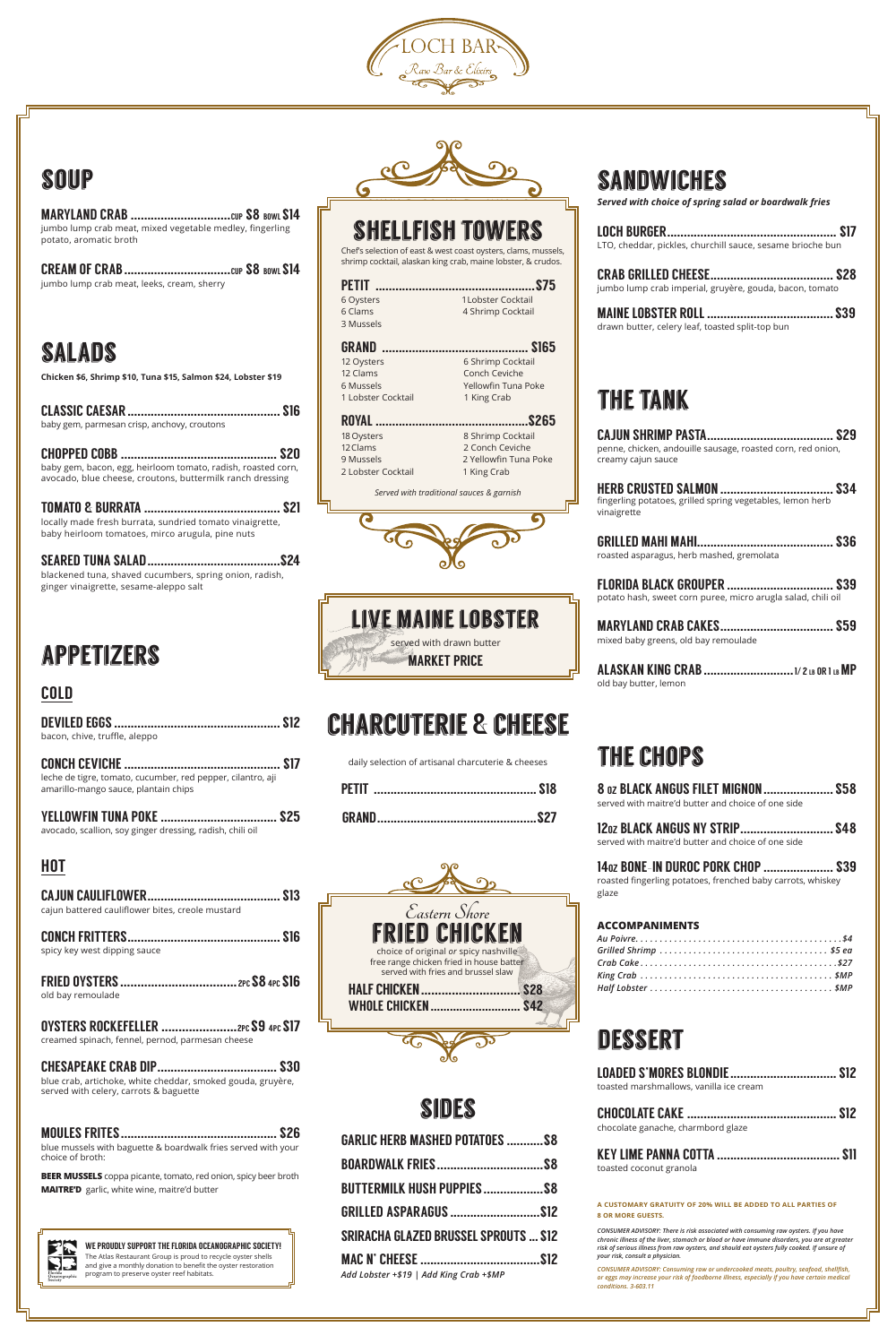# LOCH BAR

*Raw Bar & Elixirs*

## SOUP

**MARYLAND CRAB** ........ CUP $8 BOWL $14
jumbo lump crab meat, mixed vegetable medley, fingerling potato, aromatic broth

**CREAM OF CRAB** ........ CUP $8 BOWL $14
jumbo lump crab meat, leeks, cream, sherry

## SALADS

**Chicken $6, Shrimp $10, Tuna $15, Salmon $24, Lobster $19**

**CLASSIC CAESAR** ........ $16
baby gem, parmesan crisp, anchovy, croutons

**CHOPPED COBB** ........ $20
baby gem, bacon, egg, heirloom tomato, radish, roasted corn, avocado, blue cheese, croutons, buttermilk ranch dressing

**TOMATO & BURRATA** ........ $21
locally made fresh burrata, sundried tomato vinaigrette, baby heirloom tomatoes, mirco arugula, pine nuts

**SEARED TUNA SALAD** ........ $24
blackened tuna, shaved cucumbers, spring onion, radish, ginger vinaigrette, sesame-aleppo salt

## APPETIZERS

### COLD

**DEVILED EGGS** ........ $12
bacon, chive, truffle, aleppo

**CONCH CEVICHE** ........ $17
leche de tigre, tomato, cucumber, red pepper, cilantro, aji amarillo-mango sauce, plantain chips

**YELLOWFIN TUNA POKE** ........ $25
avocado, scallion, soy ginger dressing, radish, chili oil

### HOT

**CAJUN CAULIFLOWER** ........ $13
cajun battered cauliflower bites, creole mustard

**CONCH FRITTERS** ........ $16
spicy key west dipping sauce

**FRIED OYSTERS** ........ 2PC $8 4PC $16
old bay remoulade

**OYSTERS ROCKEFELLER** ........ 2PC $9 4PC $17
creamed spinach, fennel, pernod, parmesan cheese

**CHESAPEAKE CRAB DIP** ........ $30
blue crab, artichoke, white cheddar, smoked gouda, gruyère, served with celery, carrots & baguette

**MOULES FRITES** ........ $26
blue mussels with baguette & boardwalk fries served with your choice of broth:

**BEER MUSSELS** coppa picante, tomato, red onion, spicy beer broth
**MAITRE'D** garlic, white wine, maitre'd butter

**WE PROUDLY SUPPORT THE FLORIDA OCEANOGRAPHIC SOCIETY!**
The Atlas Restaurant Group is proud to recycle oyster shells and give a monthly donation to benefit the oyster restoration program to preserve oyster reef habitats.

## SHELLFISH TOWERS

Chef's selection of east & west coast oysters, clams, mussels, shrimp cocktail, alaskan king crab, maine lobster, & crudos.

**PETIT** ........ $75
- 6 Oysters
- 6 Clams
- 3 Mussels
- 1 Lobster Cocktail
- 4 Shrimp Cocktail

**GRAND** ........ $165
- 12 Oysters
- 12 Clams
- 6 Mussels
- 1 Lobster Cocktail
- 6 Shrimp Cocktail
- Conch Ceviche
- Yellowfin Tuna Poke
- 1 King Crab

**ROYAL** ........ $265
- 18 Oysters
- 12 Clams
- 9 Mussels
- 2 Lobster Cocktail
- 8 Shrimp Cocktail
- 2 Conch Ceviche
- 2 Yellowfin Tuna Poke
- 1 King Crab

*Served with traditional sauces & garnish*

## LIVE MAINE LOBSTER

served with drawn butter
**MARKET PRICE**

## CHARCUTERIE & CHEESE

daily selection of artisanal charcuterie & cheeses

**PETIT** ........ $18

**GRAND** ........ $27

## *Eastern Shore* FRIED CHICKEN

choice of original or spicy nashville free range chicken fried in house batter served with fries and brussel slaw

**HALF CHICKEN** ........ $28
**WHOLE CHICKEN** ........ $42

## SIDES

**GARLIC HERB MASHED POTATOES** ........ $8
**BOARDWALK FRIES** ........ $8
**BUTTERMILK HUSH PUPPIES** ........ $8
**GRILLED ASPARAGUS** ........ $12
**SRIRACHA GLAZED BRUSSEL SPROUTS** ........ $12
**MAC N' CHEESE** ........ $12
*Add Lobster +$19 | Add King Crab +$MP*

## SANDWICHES

*Served with choice of spring salad or boardwalk fries*

**LOCH BURGER** ........ $17
LTO, cheddar, pickles, churchill sauce, sesame brioche bun

**CRAB GRILLED CHEESE** ........ $28
jumbo lump crab imperial, gruyère, gouda, bacon, tomato

**MAINE LOBSTER ROLL** ........ $39
drawn butter, celery leaf, toasted split-top bun

## THE TANK

**CAJUN SHRIMP PASTA** ........ $29
penne, chicken, andouille sausage, roasted corn, red onion, creamy cajun sauce

**HERB CRUSTED SALMON** ........ $34
fingerling potatoes, grilled spring vegetables, lemon herb vinaigrette

**GRILLED MAHI MAHI** ........ $36
roasted asparagus, herb mashed, gremolata

**FLORIDA BLACK GROUPER** ........ $39
potato hash, sweet corn puree, micro arugla salad, chili oil

**MARYLAND CRAB CAKES** ........ $59
mixed baby greens, old bay remoulade

**ALASKAN KING CRAB** ........ 1/2 LB OR 1 LB MP
old bay butter, lemon

## THE CHOPS

**8 OZ BLACK ANGUS FILET MIGNON** ........ $58
served with maitre'd butter and choice of one side

**12OZ BLACK ANGUS NY STRIP** ........ $48
served with maitre'd butter and choice of one side

**14OZ BONE-IN DUROC PORK CHOP** ........ $39
roasted fingerling potatoes, frenched baby carrots, whiskey glaze

### ACCOMPANIMENTS

*Au Poivre* ........ *$4*
*Grilled Shrimp* ........ *$5 ea*
*Crab Cake* ........ *$27*
*King Crab* ........ *$MP*
*Half Lobster* ........ *$MP*

## DESSERT

**LOADED S'MORES BLONDIE** ........ $12
toasted marshmallows, vanilla ice cream

**CHOCOLATE CAKE** ........ $12
chocolate ganache, charmbord glaze

**KEY LIME PANNA COTTA** ........ $11
toasted coconut granola

**A CUSTOMARY GRATUITY OF 20% WILL BE ADDED TO ALL PARTIES OF 8 OR MORE GUESTS.**

***CONSUMER ADVISORY: There is risk associated with consuming raw oysters. If you have chronic illness of the liver, stomach or blood or have immune disorders, you are at greater risk of serious illness from raw oysters, and should eat oysters fully cooked. If unsure of your risk, consult a physician.***

*CONSUMER ADVISORY: Consuming raw or undercooked meats, poultry, seafood, shellfish, or eggs may increase your risk of foodborne illness, especially if you have certain medical conditions. 3-603.11*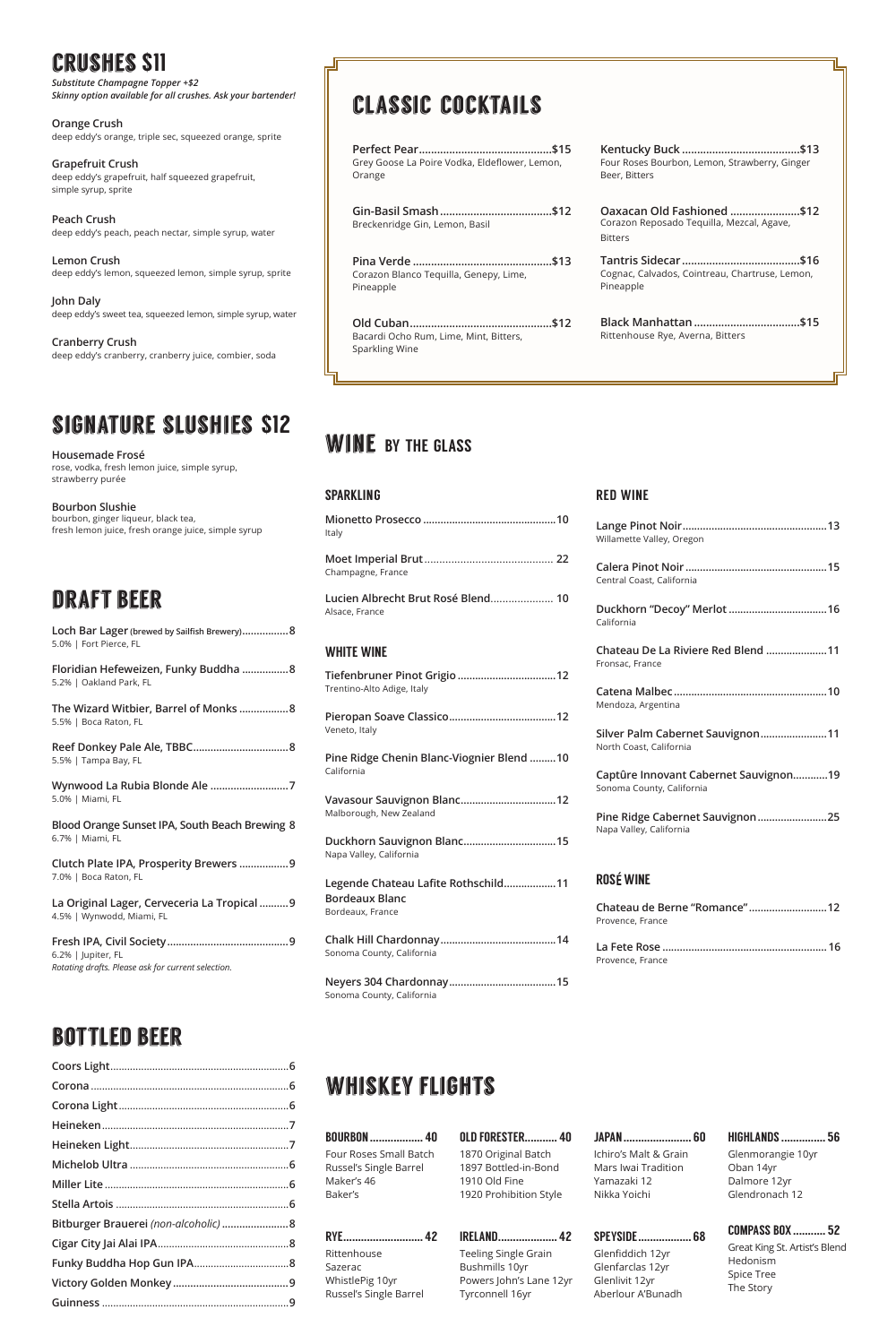## CRUSHES $11

*Substitute Champagne Topper +$2*
*Skinny option available for all crushes. Ask your bartender!*

**Orange Crush**
deep eddy's orange, triple sec, squeezed orange, sprite

**Grapefruit Crush**
deep eddy's grapefruit, half squeezed grapefruit, simple syrup, sprite

**Peach Crush**
deep eddy's peach, peach nectar, simple syrup, water

**Lemon Crush**
deep eddy's lemon, squeezed lemon, simple syrup, sprite

**John Daly**
deep eddy's sweet tea, squeezed lemon, simple syrup, water

**Cranberry Crush**
deep eddy's cranberry, cranberry juice, combier, soda

## SIGNATURE SLUSHIES $12

**Housemade Frosé**
rose, vodka, fresh lemon juice, simple syrup, strawberry purée

**Bourbon Slushie**
bourbon, ginger liqueur, black tea, fresh lemon juice, fresh orange juice, simple syrup

## DRAFT BEER

**Loch Bar Lager** (brewed by Sailfish Brewery)................8
5.0% | Fort Pierce, FL

**Floridian Hefeweizen, Funky Buddha** ................8
5.2% | Oakland Park, FL

**The Wizard Witbier, Barrel of Monks** .................8
5.5% | Boca Raton, FL

**Reef Donkey Pale Ale, TBBC**.................................8
5.5% | Tampa Bay, FL

**Wynwood La Rubia Blonde Ale** ...........................7
5.0% | Miami, FL

**Blood Orange Sunset IPA, South Beach Brewing** 8
6.7% | Miami, FL

**Clutch Plate IPA, Prosperity Brewers** .................9
7.0% | Boca Raton, FL

**La Original Lager, Cerveceria La Tropical** ..........9
4.5% | Wynwodd, Miami, FL

**Fresh IPA, Civil Society**..........................................9
6.2% | Jupiter, FL
*Rotating drafts. Please ask for current selection.*

## BOTTLED BEER

- Coors Light................................................................6
- Corona .......................................................................6
- Corona Light.............................................................6
- Heineken...................................................................7
- Heineken Light.........................................................7
- Michelob Ultra .........................................................6
- Miller Lite ..................................................................6
- Stella Artois ..............................................................6
- Bitburger Brauerei *(non-alcoholic)* .......................8
- Cigar City Jai Alai IPA...............................................8
- Funky Buddha Hop Gun IPA..................................8
- Victory Golden Monkey ........................................9
- Guinness ...................................................................9

## CLASSIC COCKTAILS

**Perfect Pear**............................................$15
Grey Goose La Poire Vodka, Eldeflower, Lemon, Orange

**Gin-Basil Smash**.....................................$12
Breckenridge Gin, Lemon, Basil

**Pina Verde** ..............................................$13
Corazon Blanco Tequilla, Genepy, Lime, Pineapple

**Old Cuban**...............................................$12
Bacardi Ocho Rum, Lime, Mint, Bitters, Sparkling Wine

**Kentucky Buck** .......................................$13
Four Roses Bourbon, Lemon, Strawberry, Ginger Beer, Bitters

**Oaxacan Old Fashioned** .......................$12
Corazon Reposado Tequilla, Mezcal, Agave, Bitters

**Tantris Sidecar**.......................................$16
Cognac, Calvados, Cointreau, Chartruse, Lemon, Pineapple

**Black Manhattan** ...................................$15
Rittenhouse Rye, Averna, Bitters

## WINE BY THE GLASS

### SPARKLING

**Mionetto Prosecco** .............................................10
Italy

**Moet Imperial Brut** ........................................... 22
Champagne, France

**Lucien Albrecht Brut Rosé Blend**..................... 10
Alsace, France

### WHITE WINE

**Tiefenbruner Pinot Grigio** ..................................12
Trentino-Alto Adige, Italy

**Pieropan Soave Classico**.....................................12
Veneto, Italy

**Pine Ridge Chenin Blanc-Viognier Blend** .........10
California

**Vavasour Sauvignon Blanc**.................................12
Malborough, New Zealand

**Duckhorn Sauvignon Blanc**................................15
Napa Valley, California

**Legende Chateau Lafite Rothschild Bordeaux Blanc**.................11
Bordeaux, France

**Chalk Hill Chardonnay**.......................................14
Sonoma County, California

**Neyers 304 Chardonnay**....................................15
Sonoma County, California

### RED WINE

**Lange Pinot Noir**.................................................13
Willamette Valley, Oregon

**Calera Pinot Noir** ................................................15
Central Coast, California

**Duckhorn "Decoy" Merlot** ..................................16
California

**Chateau De La Riviere Red Blend** .....................11
Fronsac, France

**Catena Malbec**.....................................................10
Mendoza, Argentina

**Silver Palm Cabernet Sauvignon**.......................11
North Coast, California

**Captûre Innovant Cabernet Sauvignon**............19
Sonoma County, California

**Pine Ridge Cabernet Sauvignon**........................25
Napa Valley, California

### ROSÉ WINE

**Chateau de Berne "Romance"**...........................12
Provence, France

**La Fete Rose** ........................................................16
Provence, France

## WHISKEY FLIGHTS

**BOURBON .................. 40**
Four Roses Small Batch
Russel's Single Barrel
Maker's 46
Baker's

**OLD FORESTER........... 40**
1870 Original Batch
1897 Bottled-in-Bond
1910 Old Fine
1920 Prohibition Style

**JAPAN....................... 60**
Ichiro's Malt & Grain
Mars Iwai Tradition
Yamazaki 12
Nikka Yoichi

**HIGHLANDS ............... 56**
Glenmorangie 10yr
Oban 14yr
Dalmore 12yr
Glendronach 12

**RYE........................... 42**
Rittenhouse
Sazerac
WhistlePig 10yr
Russel's Single Barrel

**IRELAND.................... 42**
Teeling Single Grain
Bushmills 10yr
Powers John's Lane 12yr
Tyrconnell 16yr

**SPEYSIDE.................. 68**
Glenfiddich 12yr
Glenfarclas 12yr
Glenlivit 12yr
Aberlour A'Bunadh

**COMPASS BOX ........... 52**
Great King St. Artist's Blend
Hedonism
Spice Tree
The Story